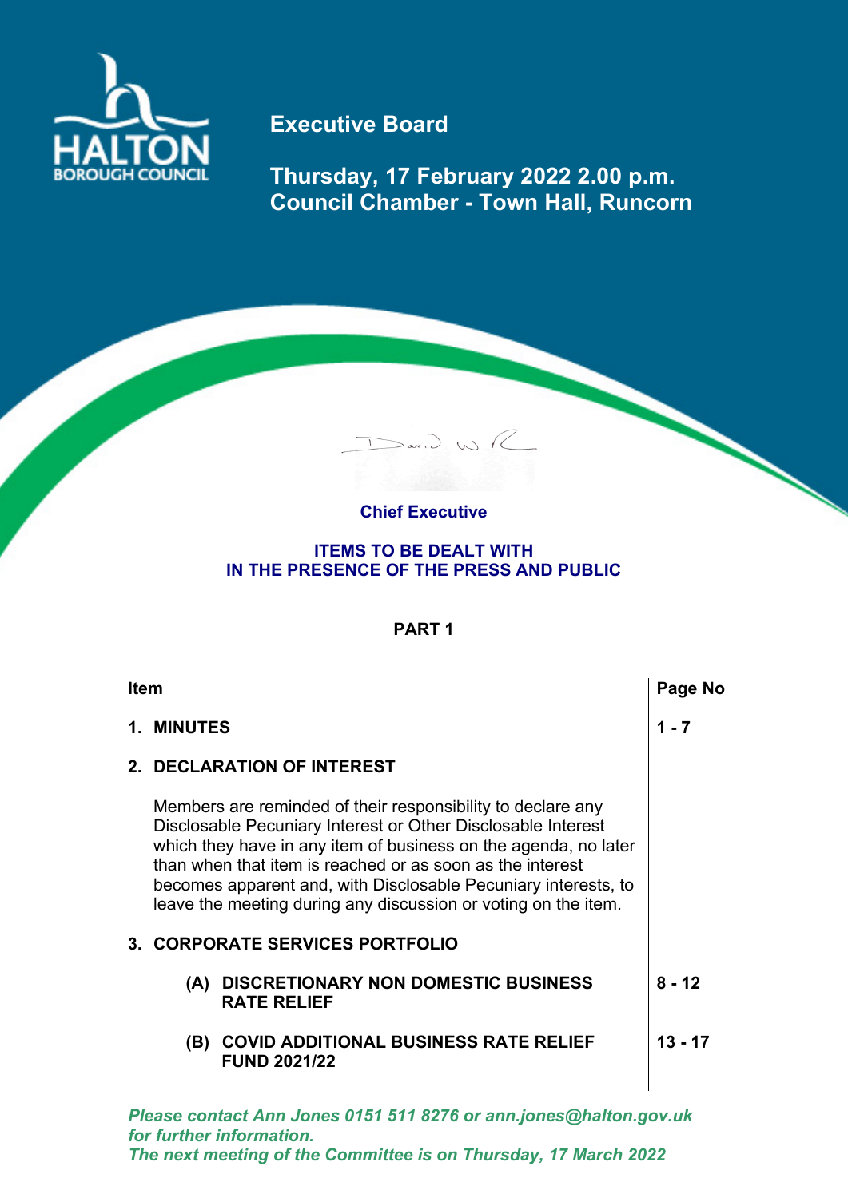HALTON BOROUGH COUNCIL

# Executive Board

## Thursday, 17 February 2022 2.00 p.m.
## Council Chamber - Town Hall, Runcorn

**Chief Executive**

**ITEMS TO BE DEALT WITH**
**IN THE PRESENCE OF THE PRESS AND PUBLIC**

**PART 1**

| Item | Page No |
|---|---|
| **1. MINUTES** | **1 - 7** |
| **2. DECLARATION OF INTEREST** | |
| Members are reminded of their responsibility to declare any Disclosable Pecuniary Interest or Other Disclosable Interest which they have in any item of business on the agenda, no later than when that item is reached or as soon as the interest becomes apparent and, with Disclosable Pecuniary interests, to leave the meeting during any discussion or voting on the item. | |
| **3. CORPORATE SERVICES PORTFOLIO** | |
| **(A) DISCRETIONARY NON DOMESTIC BUSINESS RATE RELIEF** | **8 - 12** |
| **(B) COVID ADDITIONAL BUSINESS RATE RELIEF FUND 2021/22** | **13 - 17** |

***Please contact Ann Jones 0151 511 8276 or ann.jones@halton.gov.uk for further information.***
***The next meeting of the Committee is on Thursday, 17 March 2022***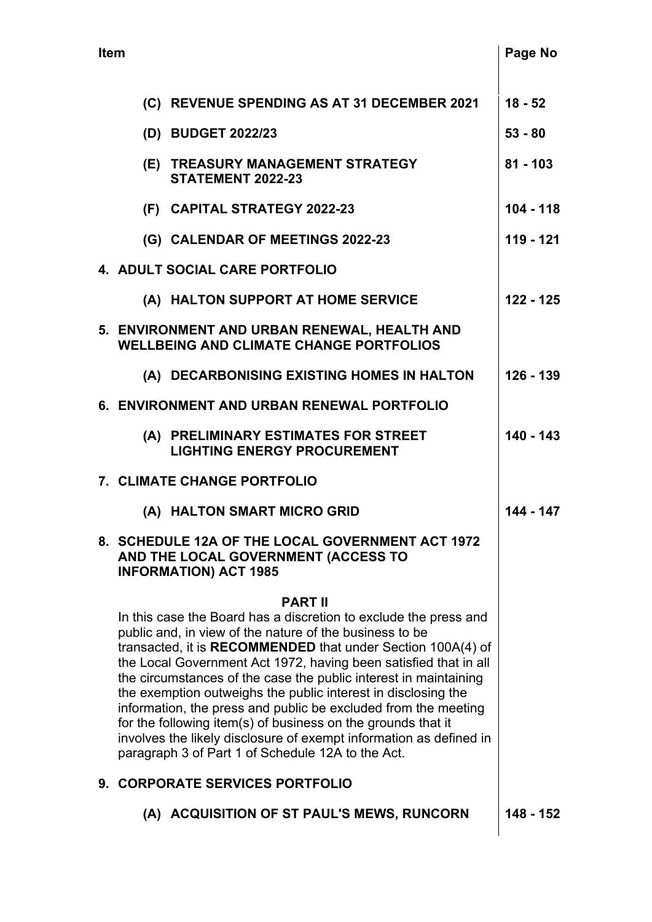| Item | Page No |
|---|---|
| **(C) REVENUE SPENDING AS AT 31 DECEMBER 2021** | **18 - 52** |
| **(D) BUDGET 2022/23** | **53 - 80** |
| **(E) TREASURY MANAGEMENT STRATEGY STATEMENT 2022-23** | **81 - 103** |
| **(F) CAPITAL STRATEGY 2022-23** | **104 - 118** |
| **(G) CALENDAR OF MEETINGS 2022-23** | **119 - 121** |
| **4. ADULT SOCIAL CARE PORTFOLIO** | |
| **(A) HALTON SUPPORT AT HOME SERVICE** | **122 - 125** |
| **5. ENVIRONMENT AND URBAN RENEWAL, HEALTH AND WELLBEING AND CLIMATE CHANGE PORTFOLIOS** | |
| **(A) DECARBONISING EXISTING HOMES IN HALTON** | **126 - 139** |
| **6. ENVIRONMENT AND URBAN RENEWAL PORTFOLIO** | |
| **(A) PRELIMINARY ESTIMATES FOR STREET LIGHTING ENERGY PROCUREMENT** | **140 - 143** |
| **7. CLIMATE CHANGE PORTFOLIO** | |
| **(A) HALTON SMART MICRO GRID** | **144 - 147** |
| **8. SCHEDULE 12A OF THE LOCAL GOVERNMENT ACT 1972 AND THE LOCAL GOVERNMENT (ACCESS TO INFORMATION) ACT 1985** | |

**PART II**

In this case the Board has a discretion to exclude the press and public and, in view of the nature of the business to be transacted, it is **RECOMMENDED** that under Section 100A(4) of the Local Government Act 1972, having been satisfied that in all the circumstances of the case the public interest in maintaining the exemption outweighs the public interest in disclosing the information, the press and public be excluded from the meeting for the following item(s) of business on the grounds that it involves the likely disclosure of exempt information as defined in paragraph 3 of Part 1 of Schedule 12A to the Act.

| Item | Page No |
|---|---|
| **9. CORPORATE SERVICES PORTFOLIO** | |
| **(A) ACQUISITION OF ST PAUL'S MEWS, RUNCORN** | **148 - 152** |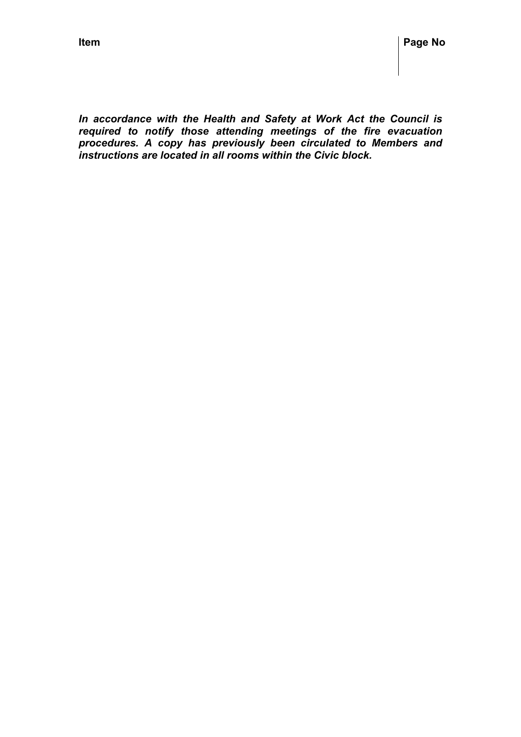| **Item** | **Page No** |
| --- | --- |

***In accordance with the Health and Safety at Work Act the Council is required to notify those attending meetings of the fire evacuation procedures. A copy has previously been circulated to Members and instructions are located in all rooms within the Civic block.***